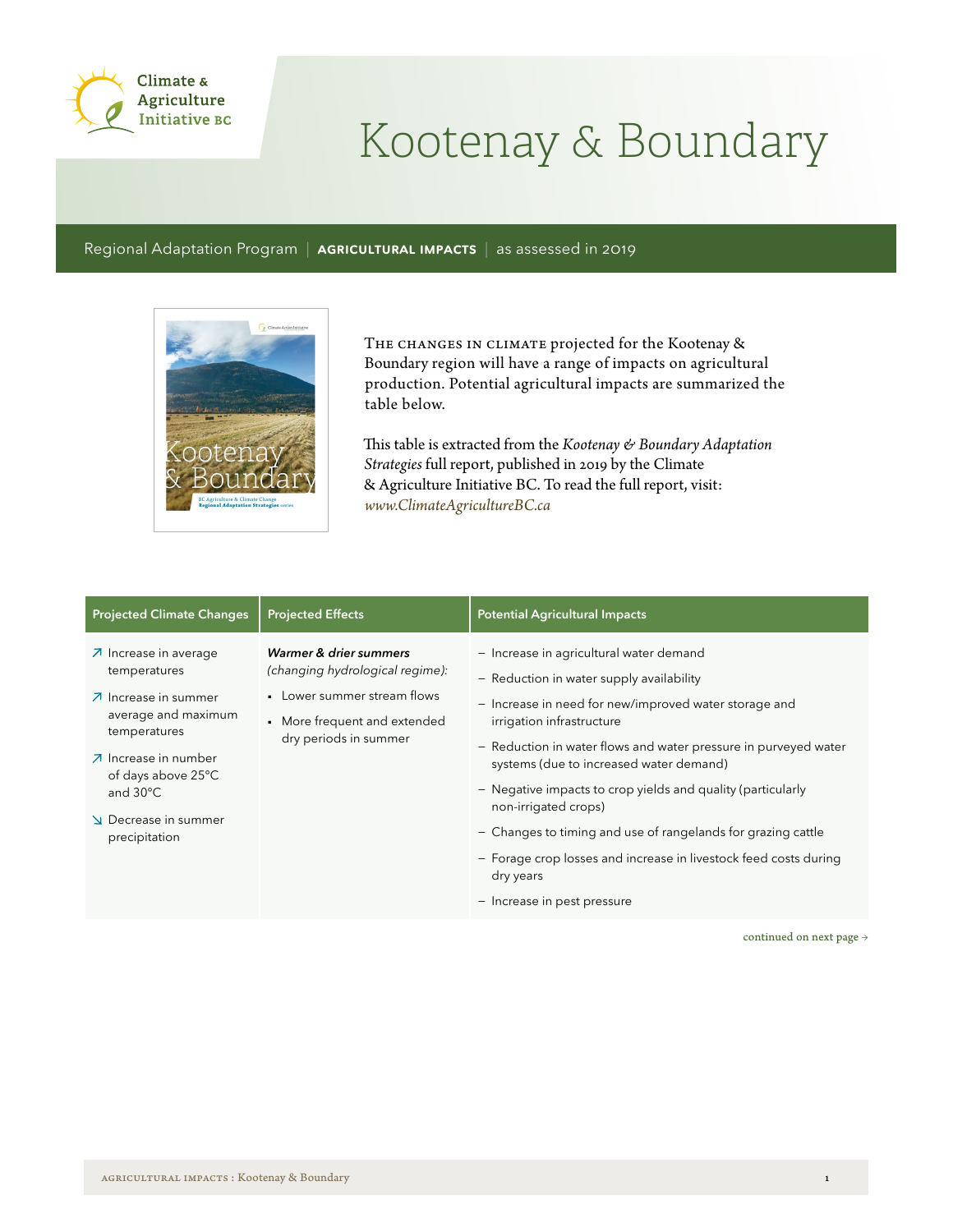Climate & Agriculture Initiative BC

# Kootenay & Boundary

Regional Adaptation Program | **AGRICULTURAL IMPACTS** | as assessed in 2019

THE CHANGES IN CLIMATE projected for the Kootenay & Boundary region will have a range of impacts on agricultural production. Potential agricultural impacts are summarized the table below.

This table is extracted from the *Kootenay & Boundary Adaptation Strategies* full report, published in 2019 by the Climate & Agriculture Initiative BC. To read the full report, visit: *www.ClimateAgricultureBC.ca*

| Projected Climate Changes | Projected Effects | Potential Agricultural Impacts |
| --- | --- | --- |
| ↗ Increase in average temperatures<br>↗ Increase in summer average and maximum temperatures<br>↗ Increase in number of days above 25°C and 30°C<br>↘ Decrease in summer precipitation | ***Warmer & drier summers*** *(changing hydrological regime):*<br>▪ Lower summer stream flows<br>▪ More frequent and extended dry periods in summer | – Increase in agricultural water demand<br>– Reduction in water supply availability<br>– Increase in need for new/improved water storage and irrigation infrastructure<br>– Reduction in water flows and water pressure in purveyed water systems (due to increased water demand)<br>– Negative impacts to crop yields and quality (particularly non-irrigated crops)<br>– Changes to timing and use of rangelands for grazing cattle<br>– Forage crop losses and increase in livestock feed costs during dry years<br>– Increase in pest pressure |

continued on next page →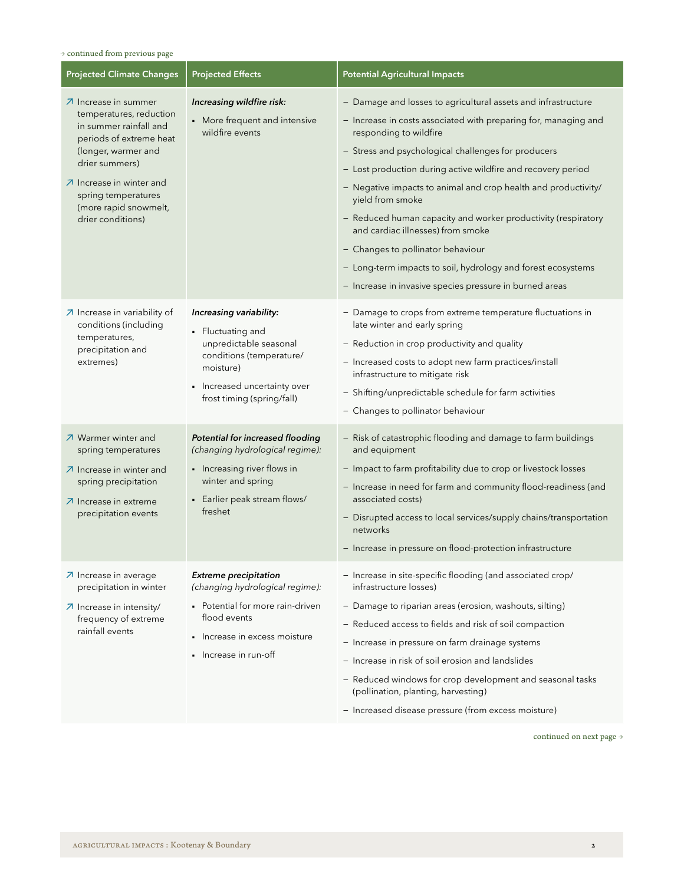→ continued from previous page

| Projected Climate Changes | Projected Effects | Potential Agricultural Impacts |
|---|---|---|
| ↗ Increase in summer temperatures, reduction in summer rainfall and periods of extreme heat (longer, warmer and drier summers)<br>↗ Increase in winter and spring temperatures (more rapid snowmelt, drier conditions) | ***Increasing wildfire risk:***<br>▪ More frequent and intensive wildfire events | – Damage and losses to agricultural assets and infrastructure<br>– Increase in costs associated with preparing for, managing and responding to wildfire<br>– Stress and psychological challenges for producers<br>– Lost production during active wildfire and recovery period<br>– Negative impacts to animal and crop health and productivity/yield from smoke<br>– Reduced human capacity and worker productivity (respiratory and cardiac illnesses) from smoke<br>– Changes to pollinator behaviour<br>– Long-term impacts to soil, hydrology and forest ecosystems<br>– Increase in invasive species pressure in burned areas |
| ↗ Increase in variability of conditions (including temperatures, precipitation and extremes) | ***Increasing variability:***<br>▪ Fluctuating and unpredictable seasonal conditions (temperature/moisture)<br>▪ Increased uncertainty over frost timing (spring/fall) | – Damage to crops from extreme temperature fluctuations in late winter and early spring<br>– Reduction in crop productivity and quality<br>– Increased costs to adopt new farm practices/install infrastructure to mitigate risk<br>– Shifting/unpredictable schedule for farm activities<br>– Changes to pollinator behaviour |
| ↗ Warmer winter and spring temperatures<br>↗ Increase in winter and spring precipitation<br>↗ Increase in extreme precipitation events | ***Potential for increased flooding*** *(changing hydrological regime):*<br>▪ Increasing river flows in winter and spring<br>▪ Earlier peak stream flows/freshet | – Risk of catastrophic flooding and damage to farm buildings and equipment<br>– Impact to farm profitability due to crop or livestock losses<br>– Increase in need for farm and community flood-readiness (and associated costs)<br>– Disrupted access to local services/supply chains/transportation networks<br>– Increase in pressure on flood-protection infrastructure |
| ↗ Increase in average precipitation in winter<br>↗ Increase in intensity/frequency of extreme rainfall events | ***Extreme precipitation*** *(changing hydrological regime):*<br>▪ Potential for more rain-driven flood events<br>▪ Increase in excess moisture<br>▪ Increase in run-off | – Increase in site-specific flooding (and associated crop/infrastructure losses)<br>– Damage to riparian areas (erosion, washouts, silting)<br>– Reduced access to fields and risk of soil compaction<br>– Increase in pressure on farm drainage systems<br>– Increase in risk of soil erosion and landslides<br>– Reduced windows for crop development and seasonal tasks (pollination, planting, harvesting)<br>– Increased disease pressure (from excess moisture) |

continued on next page →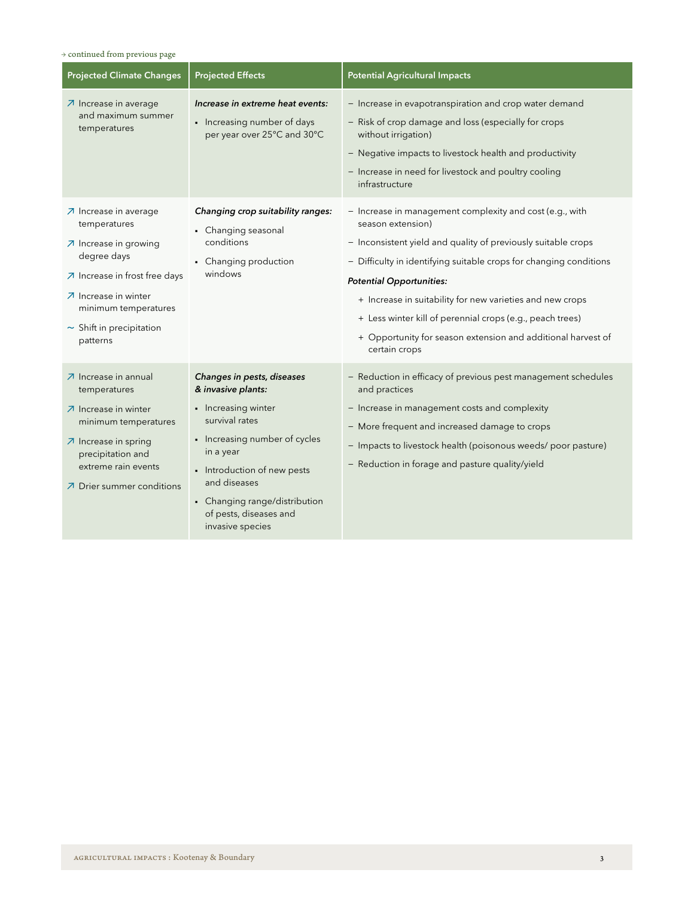→ continued from previous page

| Projected Climate Changes | Projected Effects | Potential Agricultural Impacts |
|---|---|---|
| ↗ Increase in average and maximum summer temperatures | ***Increase in extreme heat events:*** <br>▪ Increasing number of days per year over 25°C and 30°C | – Increase in evapotranspiration and crop water demand <br>– Risk of crop damage and loss (especially for crops without irrigation) <br>– Negative impacts to livestock health and productivity <br>– Increase in need for livestock and poultry cooling infrastructure |
| ↗ Increase in average temperatures <br>↗ Increase in growing degree days <br>↗ Increase in frost free days <br>↗ Increase in winter minimum temperatures <br>~ Shift in precipitation patterns | ***Changing crop suitability ranges:*** <br>▪ Changing seasonal conditions <br>▪ Changing production windows | – Increase in management complexity and cost (e.g., with season extension) <br>– Inconsistent yield and quality of previously suitable crops <br>– Difficulty in identifying suitable crops for changing conditions <br>***Potential Opportunities:*** <br>+ Increase in suitability for new varieties and new crops <br>+ Less winter kill of perennial crops (e.g., peach trees) <br>+ Opportunity for season extension and additional harvest of certain crops |
| ↗ Increase in annual temperatures <br>↗ Increase in winter minimum temperatures <br>↗ Increase in spring precipitation and extreme rain events <br>↗ Drier summer conditions | ***Changes in pests, diseases & invasive plants:*** <br>▪ Increasing winter survival rates <br>▪ Increasing number of cycles in a year <br>▪ Introduction of new pests and diseases <br>▪ Changing range/distribution of pests, diseases and invasive species | – Reduction in efficacy of previous pest management schedules and practices <br>– Increase in management costs and complexity <br>– More frequent and increased damage to crops <br>– Impacts to livestock health (poisonous weeds/ poor pasture) <br>– Reduction in forage and pasture quality/yield |